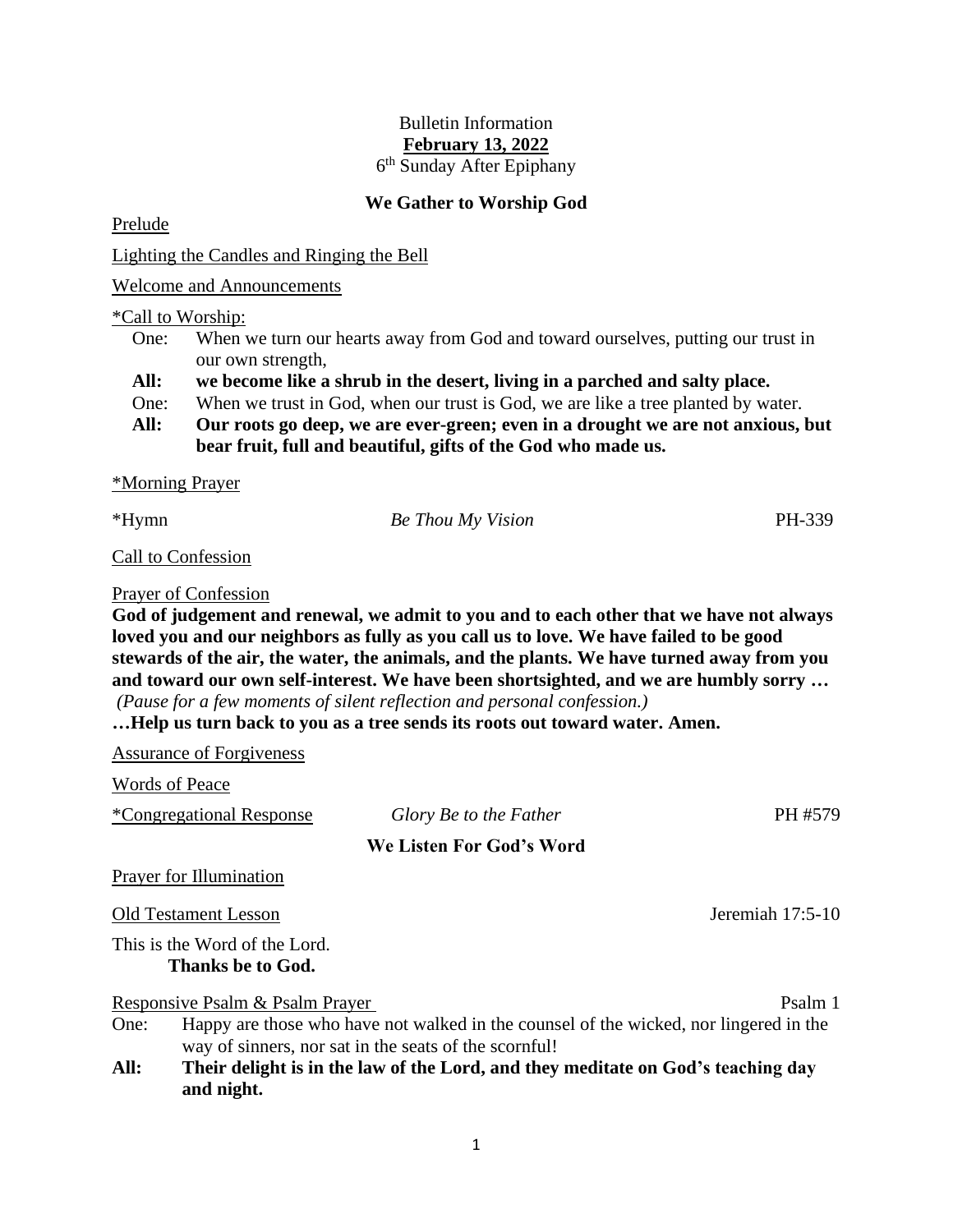Bulletin Information

**February 13, 2022**

6th Sunday After Epiphany

## We Gather to Worship God

Prelude

Lighting the Candles and Ringing the Bell

Welcome and Announcements

*Call to Worship:

One: When we turn our hearts away from God and toward ourselves, putting our trust in our own strength,

**All: we become like a shrub in the desert, living in a parched and salty place.**

One: When we trust in God, when our trust is God, we are like a tree planted by water.

**All: Our roots go deep, we are ever-green; even in a drought we are not anxious, but bear fruit, full and beautiful, gifts of the God who made us.**

*Morning Prayer

*Hymn *Be Thou My Vision* PH-339

Call to Confession

Prayer of Confession

**God of judgement and renewal, we admit to you and to each other that we have not always loved you and our neighbors as fully as you call us to love. We have failed to be good stewards of the air, the water, the animals, and the plants. We have turned away from you and toward our own self-interest. We have been shortsighted, and we are humbly sorry …**

*(Pause for a few moments of silent reflection and personal confession.)*

**…Help us turn back to you as a tree sends its roots out toward water. Amen.**

Assurance of Forgiveness

Words of Peace

*Congregational Response *Glory Be to the Father* PH #579

## We Listen For God's Word

Prayer for Illumination

Old Testament Lesson Jeremiah 17:5-10

This is the Word of the Lord.

**Thanks be to God.**

Responsive Psalm & Psalm Prayer Psalm 1

One: Happy are those who have not walked in the counsel of the wicked, nor lingered in the way of sinners, nor sat in the seats of the scornful!

**All: Their delight is in the law of the Lord, and they meditate on God's teaching day and night.**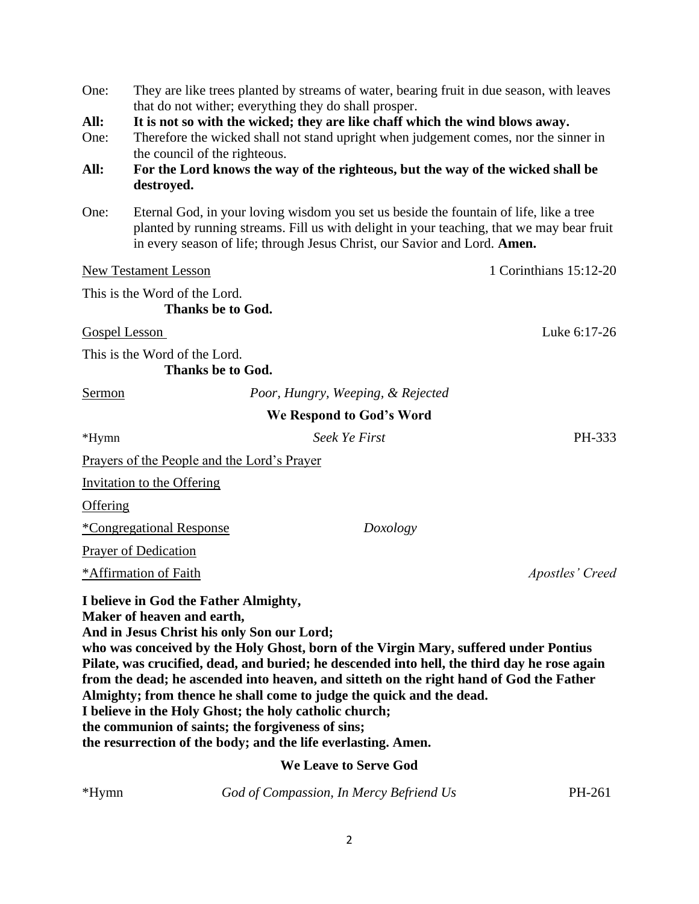One: They are like trees planted by streams of water, bearing fruit in due season, with leaves that do not wither; everything they do shall prosper.

**All: It is not so with the wicked; they are like chaff which the wind blows away.**

One: Therefore the wicked shall not stand upright when judgement comes, nor the sinner in the council of the righteous.

**All: For the Lord knows the way of the righteous, but the way of the wicked shall be destroyed.**

One: Eternal God, in your loving wisdom you set us beside the fountain of life, like a tree planted by running streams. Fill us with delight in your teaching, that we may bear fruit in every season of life; through Jesus Christ, our Savior and Lord. **Amen.**

New Testament Lesson — 1 Corinthians 15:12-20

This is the Word of the Lord.
**Thanks be to God.**

Gospel Lesson — Luke 6:17-26

This is the Word of the Lord.
**Thanks be to God.**

Sermon — *Poor, Hungry, Weeping, & Rejected*

**We Respond to God's Word**

*Hymn — *Seek Ye First* — PH-333

Prayers of the People and the Lord's Prayer

Invitation to the Offering

Offering

*Congregational Response — *Doxology*

Prayer of Dedication

*Affirmation of Faith — *Apostles' Creed*

**I believe in God the Father Almighty,
Maker of heaven and earth,
And in Jesus Christ his only Son our Lord;
who was conceived by the Holy Ghost, born of the Virgin Mary, suffered under Pontius Pilate, was crucified, dead, and buried; he descended into hell, the third day he rose again from the dead; he ascended into heaven, and sitteth on the right hand of God the Father Almighty; from thence he shall come to judge the quick and the dead.
I believe in the Holy Ghost; the holy catholic church;
the communion of saints; the forgiveness of sins;
the resurrection of the body; and the life everlasting. Amen.**

**We Leave to Serve God**

*Hymn — *God of Compassion, In Mercy Befriend Us* — PH-261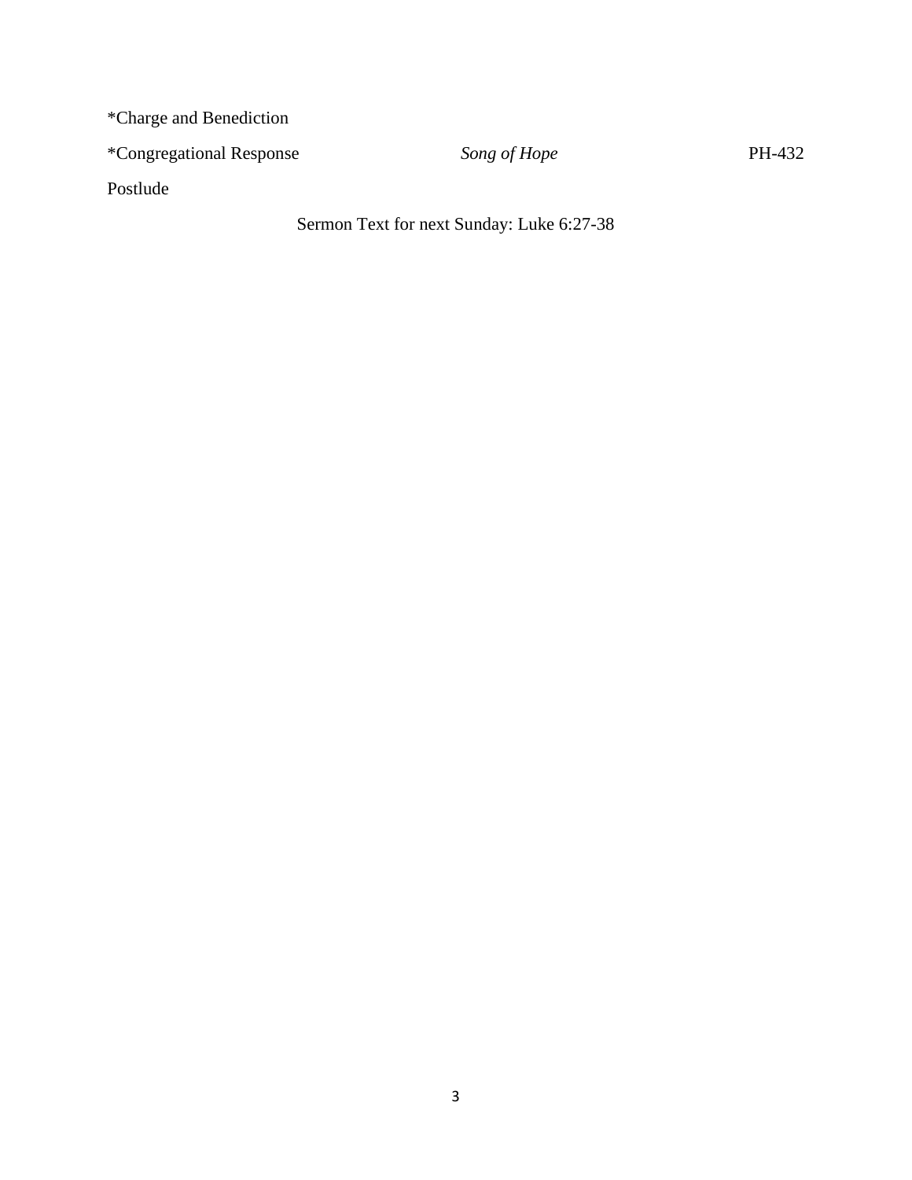*Charge and Benediction

*Congregational Response *Song of Hope* PH-432

Postlude

Sermon Text for next Sunday: Luke 6:27-38